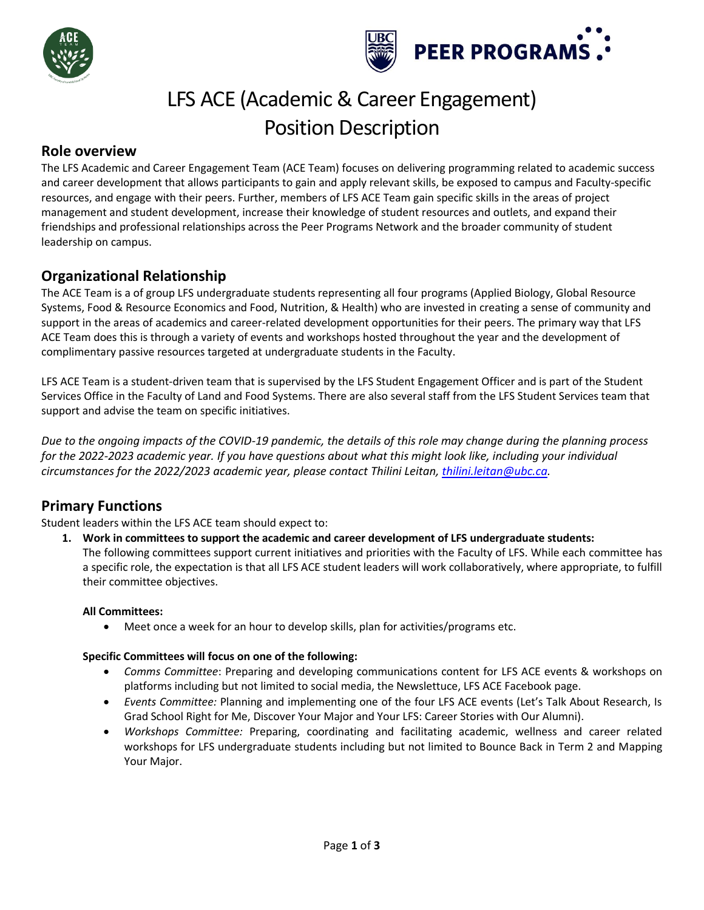# LFS ACE (Academic & Career Engagement) Position Description

## Role overview

The LFS Academic and Career Engagement Team (ACE Team) focuses on delivering programming related to academic success and career development that allows participants to gain and apply relevant skills, be exposed to campus and Faculty-specific resources, and engage with their peers. Further, members of LFS ACE Team gain specific skills in the areas of project management and student development, increase their knowledge of student resources and outlets, and expand their friendships and professional relationships across the Peer Programs Network and the broader community of student leadership on campus.

## Organizational Relationship

The ACE Team is a of group LFS undergraduate students representing all four programs (Applied Biology, Global Resource Systems, Food & Resource Economics and Food, Nutrition, & Health) who are invested in creating a sense of community and support in the areas of academics and career-related development opportunities for their peers. The primary way that LFS ACE Team does this is through a variety of events and workshops hosted throughout the year and the development of complimentary passive resources targeted at undergraduate students in the Faculty.

LFS ACE Team is a student-driven team that is supervised by the LFS Student Engagement Officer and is part of the Student Services Office in the Faculty of Land and Food Systems. There are also several staff from the LFS Student Services team that support and advise the team on specific initiatives.

*Due to the ongoing impacts of the COVID-19 pandemic, the details of this role may change during the planning process for the 2022-2023 academic year. If you have questions about what this might look like, including your individual circumstances for the 2022/2023 academic year, please contact Thilini Leitan, thilini.leitan@ubc.ca.*

## Primary Functions

Student leaders within the LFS ACE team should expect to:

1. **Work in committees to support the academic and career development of LFS undergraduate students:** The following committees support current initiatives and priorities with the Faculty of LFS. While each committee has a specific role, the expectation is that all LFS ACE student leaders will work collaboratively, where appropriate, to fulfill their committee objectives.

   **All Committees:**

   - Meet once a week for an hour to develop skills, plan for activities/programs etc.

   **Specific Committees will focus on one of the following:**

   - *Comms Committee*: Preparing and developing communications content for LFS ACE events & workshops on platforms including but not limited to social media, the Newslettuce, LFS ACE Facebook page.
   - *Events Committee:* Planning and implementing one of the four LFS ACE events (Let's Talk About Research, Is Grad School Right for Me, Discover Your Major and Your LFS: Career Stories with Our Alumni).
   - *Workshops Committee:* Preparing, coordinating and facilitating academic, wellness and career related workshops for LFS undergraduate students including but not limited to Bounce Back in Term 2 and Mapping Your Major.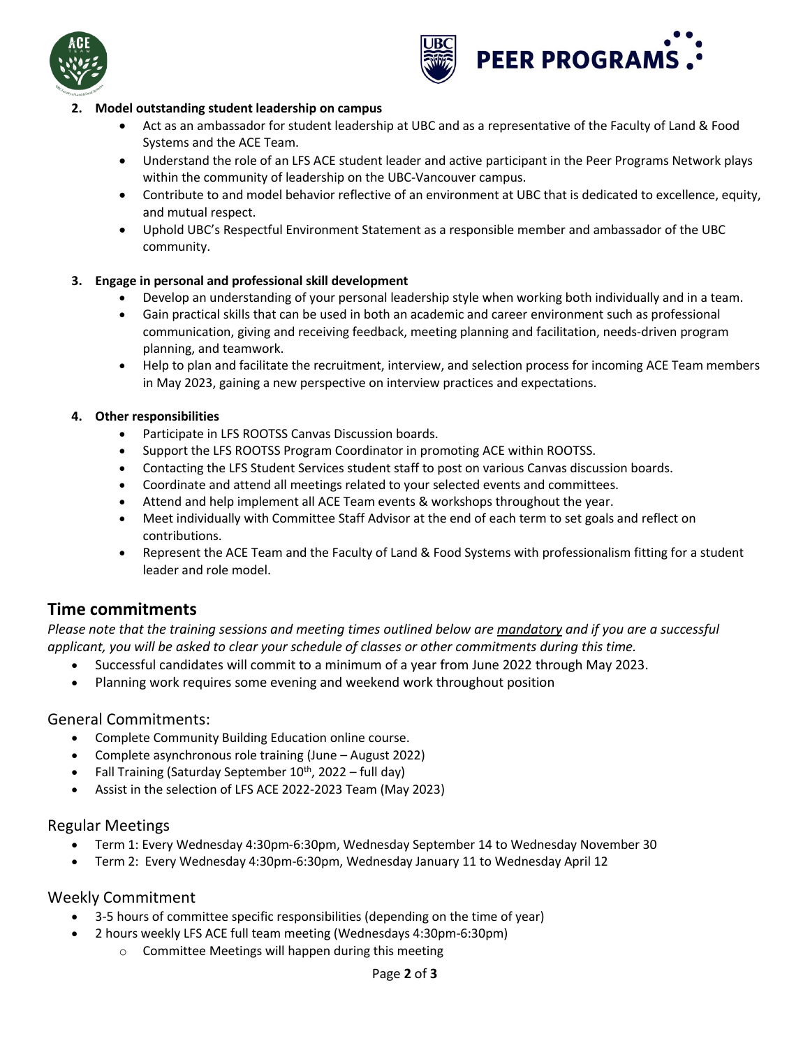2. **Model outstanding student leadership on campus**
    - Act as an ambassador for student leadership at UBC and as a representative of the Faculty of Land & Food Systems and the ACE Team.
    - Understand the role of an LFS ACE student leader and active participant in the Peer Programs Network plays within the community of leadership on the UBC-Vancouver campus.
    - Contribute to and model behavior reflective of an environment at UBC that is dedicated to excellence, equity, and mutual respect.
    - Uphold UBC's Respectful Environment Statement as a responsible member and ambassador of the UBC community.

3. **Engage in personal and professional skill development**
    - Develop an understanding of your personal leadership style when working both individually and in a team.
    - Gain practical skills that can be used in both an academic and career environment such as professional communication, giving and receiving feedback, meeting planning and facilitation, needs-driven program planning, and teamwork.
    - Help to plan and facilitate the recruitment, interview, and selection process for incoming ACE Team members in May 2023, gaining a new perspective on interview practices and expectations.

4. **Other responsibilities**
    - Participate in LFS ROOTSS Canvas Discussion boards.
    - Support the LFS ROOTSS Program Coordinator in promoting ACE within ROOTSS.
    - Contacting the LFS Student Services student staff to post on various Canvas discussion boards.
    - Coordinate and attend all meetings related to your selected events and committees.
    - Attend and help implement all ACE Team events & workshops throughout the year.
    - Meet individually with Committee Staff Advisor at the end of each term to set goals and reflect on contributions.
    - Represent the ACE Team and the Faculty of Land & Food Systems with professionalism fitting for a student leader and role model.

## Time commitments

*Please note that the training sessions and meeting times outlined below are <u>mandatory</u> and if you are a successful applicant, you will be asked to clear your schedule of classes or other commitments during this time.*

- Successful candidates will commit to a minimum of a year from June 2022 through May 2023.
- Planning work requires some evening and weekend work throughout position

### General Commitments:

- Complete Community Building Education online course.
- Complete asynchronous role training (June – August 2022)
- Fall Training (Saturday September 10th, 2022 – full day)
- Assist in the selection of LFS ACE 2022-2023 Team (May 2023)

### Regular Meetings

- Term 1: Every Wednesday 4:30pm-6:30pm, Wednesday September 14 to Wednesday November 30
- Term 2: Every Wednesday 4:30pm-6:30pm, Wednesday January 11 to Wednesday April 12

### Weekly Commitment

- 3-5 hours of committee specific responsibilities (depending on the time of year)
- 2 hours weekly LFS ACE full team meeting (Wednesdays 4:30pm-6:30pm)
    - Committee Meetings will happen during this meeting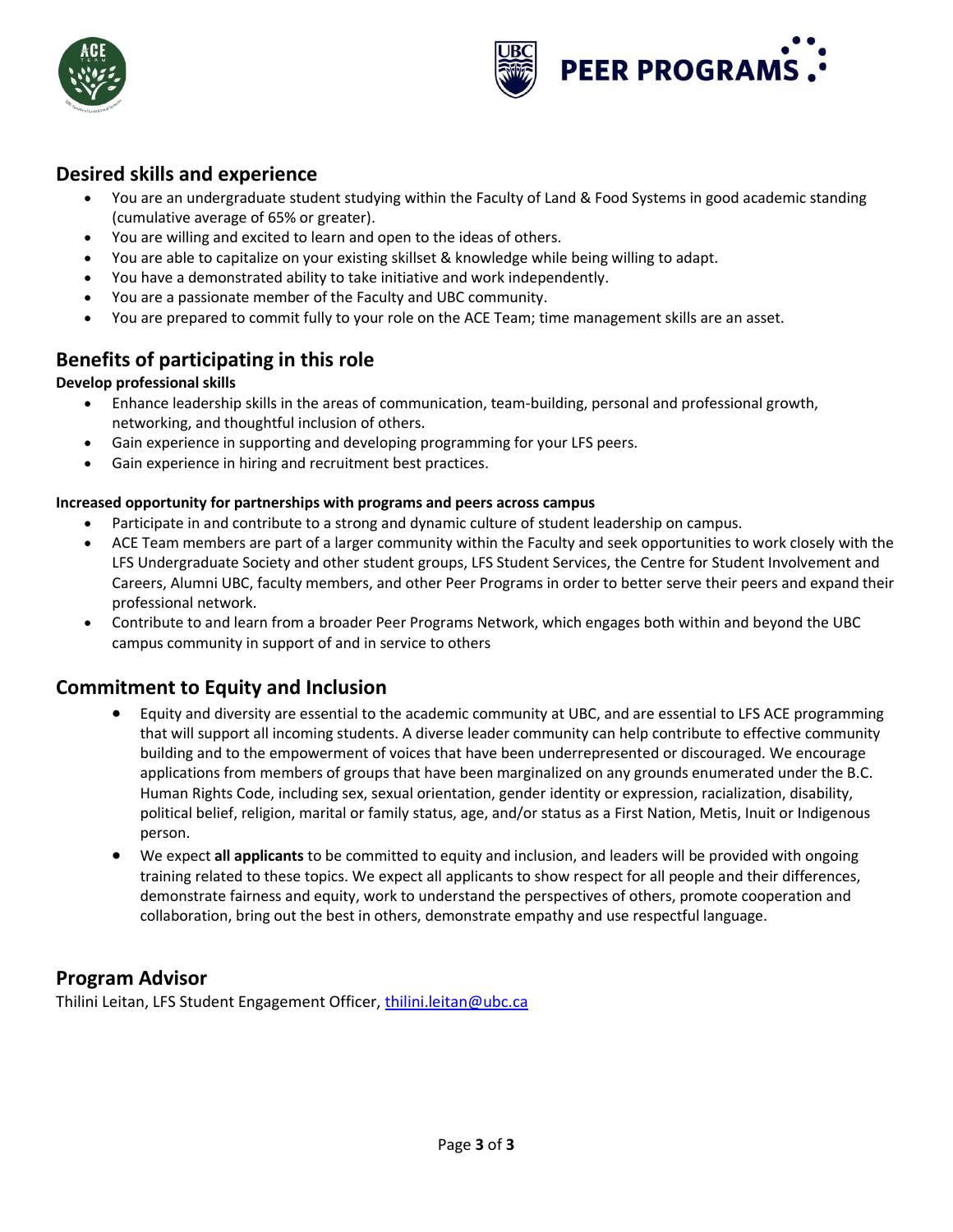## Desired skills and experience

- You are an undergraduate student studying within the Faculty of Land & Food Systems in good academic standing (cumulative average of 65% or greater).
- You are willing and excited to learn and open to the ideas of others.
- You are able to capitalize on your existing skillset & knowledge while being willing to adapt.
- You have a demonstrated ability to take initiative and work independently.
- You are a passionate member of the Faculty and UBC community.
- You are prepared to commit fully to your role on the ACE Team; time management skills are an asset.

## Benefits of participating in this role

**Develop professional skills**

- Enhance leadership skills in the areas of communication, team-building, personal and professional growth, networking, and thoughtful inclusion of others.
- Gain experience in supporting and developing programming for your LFS peers.
- Gain experience in hiring and recruitment best practices.

**Increased opportunity for partnerships with programs and peers across campus**

- Participate in and contribute to a strong and dynamic culture of student leadership on campus.
- ACE Team members are part of a larger community within the Faculty and seek opportunities to work closely with the LFS Undergraduate Society and other student groups, LFS Student Services, the Centre for Student Involvement and Careers, Alumni UBC, faculty members, and other Peer Programs in order to better serve their peers and expand their professional network.
- Contribute to and learn from a broader Peer Programs Network, which engages both within and beyond the UBC campus community in support of and in service to others

## Commitment to Equity and Inclusion

- Equity and diversity are essential to the academic community at UBC, and are essential to LFS ACE programming that will support all incoming students. A diverse leader community can help contribute to effective community building and to the empowerment of voices that have been underrepresented or discouraged. We encourage applications from members of groups that have been marginalized on any grounds enumerated under the B.C. Human Rights Code, including sex, sexual orientation, gender identity or expression, racialization, disability, political belief, religion, marital or family status, age, and/or status as a First Nation, Metis, Inuit or Indigenous person.
- We expect **all applicants** to be committed to equity and inclusion, and leaders will be provided with ongoing training related to these topics. We expect all applicants to show respect for all people and their differences, demonstrate fairness and equity, work to understand the perspectives of others, promote cooperation and collaboration, bring out the best in others, demonstrate empathy and use respectful language.

## Program Advisor

Thilini Leitan, LFS Student Engagement Officer, thilini.leitan@ubc.ca